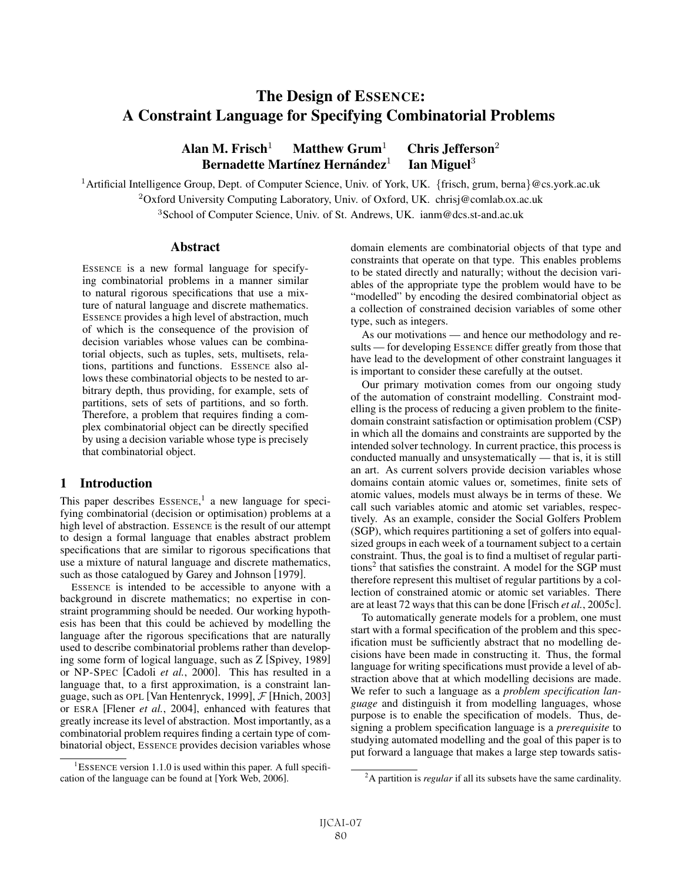# The Design of ESSENCE: A Constraint Language for Specifying Combinatorial Problems

**Alan M. Frisch**[1] **Matthew Grum**[1] **Chris Jefferson**[2] **Bernadette Martínez Hernández**[1] **Ian Miguel**[3]

[1]Artificial Intelligence Group, Dept. of Computer Science, Univ. of York, UK. {frisch, grum, berna}@cs.york.ac.uk
[2]Oxford University Computing Laboratory, Univ. of Oxford, UK. chrisj@comlab.ox.ac.uk
[3]School of Computer Science, Univ. of St. Andrews, UK. ianm@dcs.st-and.ac.uk

## Abstract

ESSENCE is a new formal language for specifying combinatorial problems in a manner similar to natural rigorous specifications that use a mixture of natural language and discrete mathematics. ESSENCE provides a high level of abstraction, much of which is the consequence of the provision of decision variables whose values can be combinatorial objects, such as tuples, sets, multisets, relations, partitions and functions. ESSENCE also allows these combinatorial objects to be nested to arbitrary depth, thus providing, for example, sets of partitions, sets of sets of partitions, and so forth. Therefore, a problem that requires finding a complex combinatorial object can be directly specified by using a decision variable whose type is precisely that combinatorial object.

## 1 Introduction

This paper describes ESSENCE,[1] a new language for specifying combinatorial (decision or optimisation) problems at a high level of abstraction. ESSENCE is the result of our attempt to design a formal language that enables abstract problem specifications that are similar to rigorous specifications that use a mixture of natural language and discrete mathematics, such as those catalogued by Garey and Johnson [1979].

ESSENCE is intended to be accessible to anyone with a background in discrete mathematics; no expertise in constraint programming should be needed. Our working hypothesis has been that this could be achieved by modelling the language after the rigorous specifications that are naturally used to describe combinatorial problems rather than developing some form of logical language, such as Z [Spivey, 1989] or NP-SPEC [Cadoli *et al.*, 2000]. This has resulted in a language that, to a first approximation, is a constraint language, such as OPL [Van Hentenryck, 1999], $\mathcal{F}$ [Hnich, 2003] or ESRA [Flener *et al.*, 2004], enhanced with features that greatly increase its level of abstraction. Most importantly, as a combinatorial problem requires finding a certain type of combinatorial object, ESSENCE provides decision variables whose domain elements are combinatorial objects of that type and constraints that operate on that type. This enables problems to be stated directly and naturally; without the decision variables of the appropriate type the problem would have to be "modelled" by encoding the desired combinatorial object as a collection of constrained decision variables of some other type, such as integers.

As our motivations — and hence our methodology and results — for developing ESSENCE differ greatly from those that have lead to the development of other constraint languages it is important to consider these carefully at the outset.

Our primary motivation comes from our ongoing study of the automation of constraint modelling. Constraint modelling is the process of reducing a given problem to the finite-domain constraint satisfaction or optimisation problem (CSP) in which all the domains and constraints are supported by the intended solver technology. In current practice, this process is conducted manually and unsystematically — that is, it is still an art. As current solvers provide decision variables whose domains contain atomic values or, sometimes, finite sets of atomic values, models must always be in terms of these. We call such variables atomic and atomic set variables, respectively. As an example, consider the Social Golfers Problem (SGP), which requires partitioning a set of golfers into equal-sized groups in each week of a tournament subject to a certain constraint. Thus, the goal is to find a multiset of regular partitions[2] that satisfies the constraint. A model for the SGP must therefore represent this multiset of regular partitions by a collection of constrained atomic or atomic set variables. There are at least 72 ways that this can be done [Frisch *et al.*, 2005c].

To automatically generate models for a problem, one must start with a formal specification of the problem and this specification must be sufficiently abstract that no modelling decisions have been made in constructing it. Thus, the formal language for writing specifications must provide a level of abstraction above that at which modelling decisions are made. We refer to such a language as a *problem specification language* and distinguish it from modelling languages, whose purpose is to enable the specification of models. Thus, designing a problem specification language is a *prerequisite* to studying automated modelling and the goal of this paper is to put forward a language that makes a large step towards satis-

[1]ESSENCE version 1.1.0 is used within this paper. A full specification of the language can be found at [York Web, 2006].

[2]A partition is *regular* if all its subsets have the same cardinality.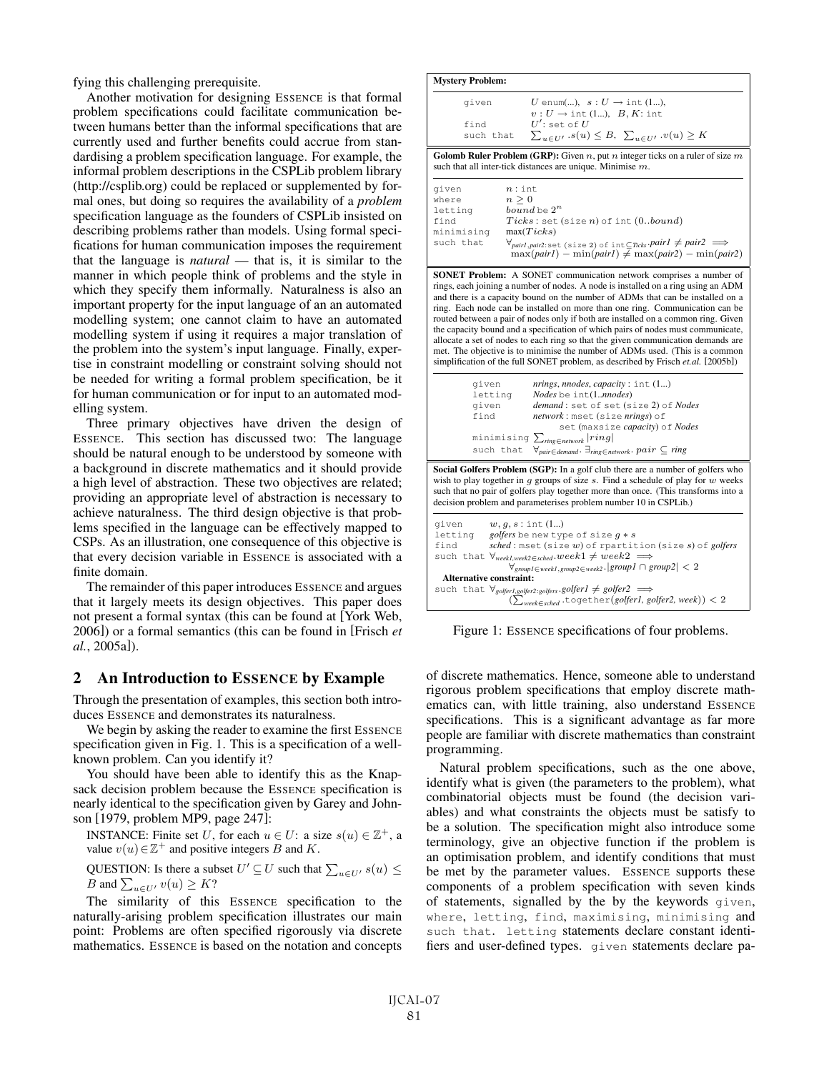fying this challenging prerequisite.

Another motivation for designing ESSENCE is that formal problem specifications could facilitate communication between humans better than the informal specifications that are currently used and further benefits could accrue from standardising a problem specification language. For example, the informal problem descriptions in the CSPLib problem library (http://csplib.org) could be replaced or supplemented by formal ones, but doing so requires the availability of a *problem* specification language as the founders of CSPLib insisted on describing problems rather than models. Using formal specifications for human communication imposes the requirement that the language is *natural* — that is, it is similar to the manner in which people think of problems and the style in which they specify them informally. Naturalness is also an important property for the input language of an an automated modelling system; one cannot claim to have an automated modelling system if using it requires a major translation of the problem into the system's input language. Finally, expertise in constraint modelling or constraint solving should not be needed for writing a formal problem specification, be it for human communication or for input to an automated modelling system.

Three primary objectives have driven the design of ESSENCE. This section has discussed two: The language should be natural enough to be understood by someone with a background in discrete mathematics and it should provide a high level of abstraction. These two objectives are related; providing an appropriate level of abstraction is necessary to achieve naturalness. The third design objective is that problems specified in the language can be effectively mapped to CSPs. As an illustration, one consequence of this objective is that every decision variable in ESSENCE is associated with a finite domain.

The remainder of this paper introduces ESSENCE and argues that it largely meets its design objectives. This paper does not present a formal syntax (this can be found at [York Web, 2006]) or a formal semantics (this can be found in [Frisch *et al.*, 2005a]).

## 2 An Introduction to ESSENCE by Example

Through the presentation of examples, this section both introduces ESSENCE and demonstrates its naturalness.

We begin by asking the reader to examine the first ESSENCE specification given in Fig. 1. This is a specification of a well-known problem. Can you identify it?

You should have been able to identify this as the Knapsack decision problem because the ESSENCE specification is nearly identical to the specification given by Garey and Johnson [1979, problem MP9, page 247]:

> INSTANCE: Finite set $U$, for each $u \in U$: a size $s(u) \in \mathbb{Z}^+$, a value $v(u) \in \mathbb{Z}^+$ and positive integers $B$ and $K$.
>
> QUESTION: Is there a subset $U' \subseteq U$ such that $\sum_{u \in U'} s(u) \leq B$ and $\sum_{u \in U'} v(u) \geq K$?

The similarity of this ESSENCE specification to the naturally-arising problem specification illustrates our main point: Problems are often specified rigorously via discrete mathematics. ESSENCE is based on the notation and concepts of discrete mathematics. Hence, someone able to understand rigorous problem specifications that employ discrete mathematics can, with little training, also understand ESSENCE specifications. This is a significant advantage as far more people are familiar with discrete mathematics than constraint programming.

Natural problem specifications, such as the one above, identify what is given (the parameters to the problem), what combinatorial objects must be found (the decision variables) and what constraints the objects must be satisfy to be a solution. The specification might also introduce some terminology, give an objective function if the problem is an optimisation problem, and identify conditions that must be met by the parameter values. ESSENCE supports these components of a problem specification with seven kinds of statements, signalled by the by the keywords `given`, `where`, `letting`, `find`, `maximising`, `minimising` and `such that`. `letting` statements declare constant identifiers and user-defined types. `given` statements declare pa-

---

**Mystery Problem:**

`given` $U$ enum(...), $s : U \rightarrow$ int (1...), $v : U \rightarrow$ int (1...), $B, K$: int
`find` $U'$: set of $U$
`such that` $\sum_{u \in U'} .s(u) \leq B$, $\sum_{u \in U'} .v(u) \geq K$

**Golomb Ruler Problem (GRP):** Given $n$, put $n$ integer ticks on a ruler of size $m$ such that all inter-tick distances are unique. Minimise $m$.

`given` $n$ : int
`where` $n \geq 0$
`letting` $bound$ be $2^n$
`find` $Ticks$ : set (size $n$) of int $(0..bound)$
`minimising` $\max(Ticks)$
`such that` $\forall_{pair1,pair2:\text{set (size 2) of int} \subseteq Ticks} . pair1 \neq pair2 \implies \max(pair1) - \min(pair1) \neq \max(pair2) - \min(pair2)$

**SONET Problem:** A SONET communication network comprises a number of rings, each joining a number of nodes. A node is installed on a ring using an ADM and there is a capacity bound on the number of ADMs that can be installed on a ring. Each node can be installed on more than one ring. Communication can be routed between a pair of nodes only if both are installed on a common ring. Given the capacity bound and a specification of which pairs of nodes must communicate, allocate a set of nodes to each ring so that the given communication demands are met. The objective is to minimise the number of ADMs used. (This is a common simplification of the full SONET problem, as described by Frisch *et.al.* [2005b])

`given` *nrings*, *nnodes*, *capacity* : int (1...)
`letting` *Nodes* be int(1..*nnodes*)
`given` *demand* : set of set (size 2) of *Nodes*
`find` *network* : mset (size *nrings*) of set (maxsize *capacity*) of *Nodes*
`minimising` $\sum_{ring \in network} |ring|$
`such that` $\forall_{pair \in demand} . \exists_{ring \in network} . pair \subseteq ring$

**Social Golfers Problem (SGP):** In a golf club there are a number of golfers who wish to play together in $g$ groups of size $s$. Find a schedule of play for $w$ weeks such that no pair of golfers play together more than once. (This transforms into a decision problem and parameterises problem number 10 in CSPLib.)

`given` $w, g, s$ : int (1...)
`letting` *golfers* be new type of size $g * s$
`find` *sched* : mset (size $w$) of rpartition (size $s$) of *golfers*
`such that` $\forall_{week1,week2 \in sched} . week1 \neq week2 \implies \forall_{group1 \in week1, group2 \in week2} . |group1 \cap group2| < 2$

**Alternative constraint:**
`such that` $\forall_{golfer1,golfer2:golfers} . golfer1 \neq golfer2 \implies (\sum_{week \in sched} . \text{together}(golfer1, golfer2, week)) < 2$

Figure 1: ESSENCE specifications of four problems.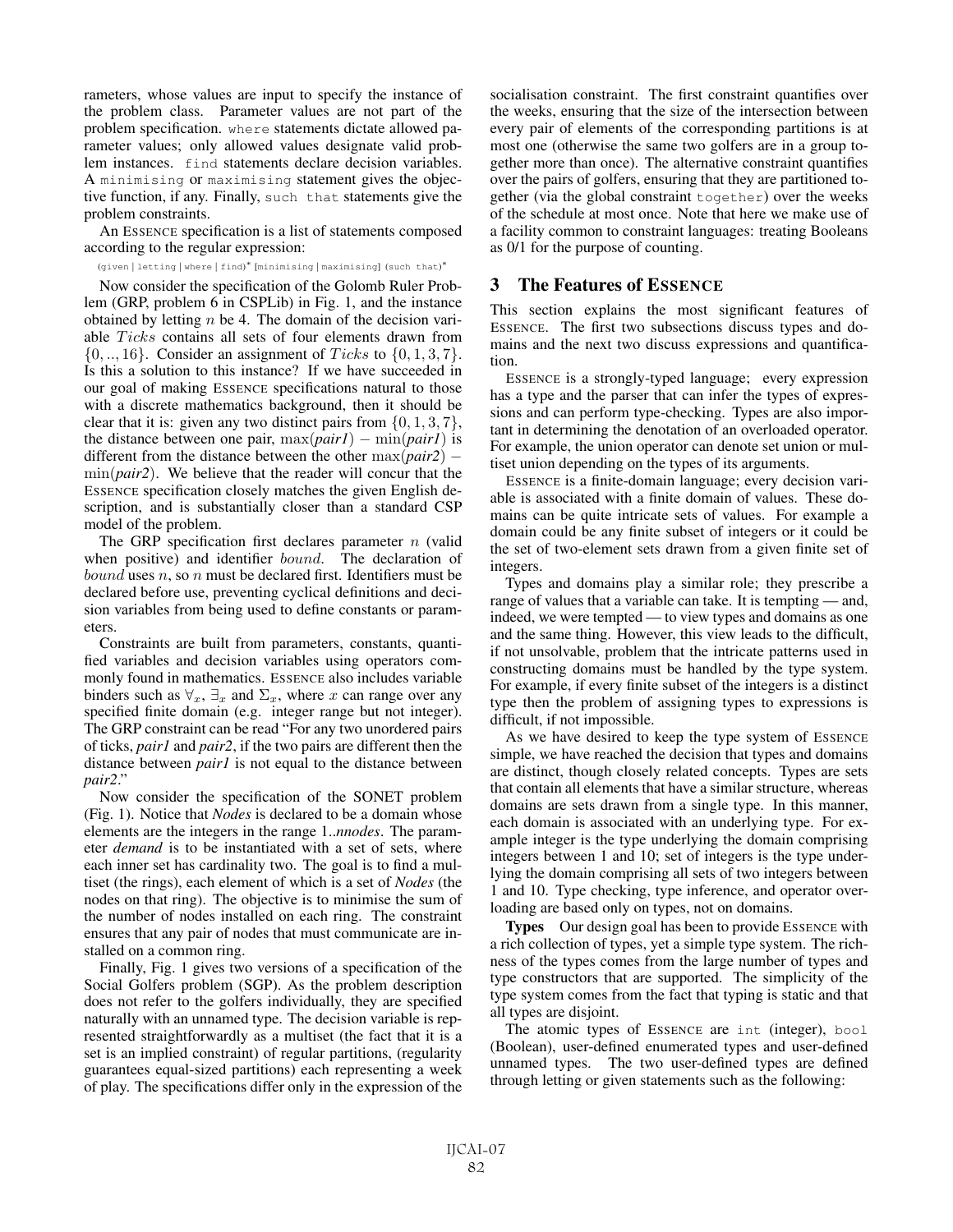rameters, whose values are input to specify the instance of the problem class. Parameter values are not part of the problem specification. `where` statements dictate allowed parameter values; only allowed values designate valid problem instances. `find` statements declare decision variables. A `minimising` or `maximising` statement gives the objective function, if any. Finally, `such that` statements give the problem constraints.

An ESSENCE specification is a list of statements composed according to the regular expression:

(`given` | `letting` | `where` | `find`)* [`minimising` | `maximising`] (`such that`)*

Now consider the specification of the Golomb Ruler Problem (GRP, problem 6 in CSPLib) in Fig. 1, and the instance obtained by letting $n$ be 4. The domain of the decision variable $Ticks$ contains all sets of four elements drawn from $\{0, .., 16\}$. Consider an assignment of $Ticks$ to $\{0, 1, 3, 7\}$. Is this a solution to this instance? If we have succeeded in our goal of making ESSENCE specifications natural to those with a discrete mathematics background, then it should be clear that it is: given any two distinct pairs from $\{0, 1, 3, 7\}$, the distance between one pair, $\max(\textit{pair1}) - \min(\textit{pair1})$ is different from the distance between the other $\max(\textit{pair2}) - \min(\textit{pair2})$. We believe that the reader will concur that the ESSENCE specification closely matches the given English description, and is substantially closer than a standard CSP model of the problem.

The GRP specification first declares parameter $n$ (valid when positive) and identifier $bound$. The declaration of $bound$ uses $n$, so $n$ must be declared first. Identifiers must be declared before use, preventing cyclical definitions and decision variables from being used to define constants or parameters.

Constraints are built from parameters, constants, quantified variables and decision variables using operators commonly found in mathematics. ESSENCE also includes variable binders such as $\forall_x$, $\exists_x$ and $\Sigma_x$, where $x$ can range over any specified finite domain (e.g. integer range but not integer). The GRP constraint can be read "For any two unordered pairs of ticks, *pair1* and *pair2*, if the two pairs are different then the distance between *pair1* is not equal to the distance between *pair2*."

Now consider the specification of the SONET problem (Fig. 1). Notice that *Nodes* is declared to be a domain whose elements are the integers in the range 1..*nnodes*. The parameter *demand* is to be instantiated with a set of sets, where each inner set has cardinality two. The goal is to find a multiset (the rings), each element of which is a set of *Nodes* (the nodes on that ring). The objective is to minimise the sum of the number of nodes installed on each ring. The constraint ensures that any pair of nodes that must communicate are installed on a common ring.

Finally, Fig. 1 gives two versions of a specification of the Social Golfers problem (SGP). As the problem description does not refer to the golfers individually, they are specified naturally with an unnamed type. The decision variable is represented straightforwardly as a multiset (the fact that it is a set is an implied constraint) of regular partitions, (regularity guarantees equal-sized partitions) each representing a week of play. The specifications differ only in the expression of the socialisation constraint. The first constraint quantifies over the weeks, ensuring that the size of the intersection between every pair of elements of the corresponding partitions is at most one (otherwise the same two golfers are in a group together more than once). The alternative constraint quantifies over the pairs of golfers, ensuring that they are partitioned together (via the global constraint `together`) over the weeks of the schedule at most once. Note that here we make use of a facility common to constraint languages: treating Booleans as 0/1 for the purpose of counting.

## 3 The Features of ESSENCE

This section explains the most significant features of ESSENCE. The first two subsections discuss types and domains and the next two discuss expressions and quantification.

ESSENCE is a strongly-typed language; every expression has a type and the parser that can infer the types of expressions and can perform type-checking. Types are also important in determining the denotation of an overloaded operator. For example, the union operator can denote set union or multiset union depending on the types of its arguments.

ESSENCE is a finite-domain language; every decision variable is associated with a finite domain of values. These domains can be quite intricate sets of values. For example a domain could be any finite subset of integers or it could be the set of two-element sets drawn from a given finite set of integers.

Types and domains play a similar role; they prescribe a range of values that a variable can take. It is tempting — and, indeed, we were tempted — to view types and domains as one and the same thing. However, this view leads to the difficult, if not unsolvable, problem that the intricate patterns used in constructing domains must be handled by the type system. For example, if every finite subset of the integers is a distinct type then the problem of assigning types to expressions is difficult, if not impossible.

As we have desired to keep the type system of ESSENCE simple, we have reached the decision that types and domains are distinct, though closely related concepts. Types are sets that contain all elements that have a similar structure, whereas domains are sets drawn from a single type. In this manner, each domain is associated with an underlying type. For example integer is the type underlying the domain comprising integers between 1 and 10; set of integers is the type underlying the domain comprising all sets of two integers between 1 and 10. Type checking, type inference, and operator overloading are based only on types, not on domains.

**Types** Our design goal has been to provide ESSENCE with a rich collection of types, yet a simple type system. The richness of the types comes from the large number of types and type constructors that are supported. The simplicity of the type system comes from the fact that typing is static and that all types are disjoint.

The atomic types of ESSENCE are `int` (integer), `bool` (Boolean), user-defined enumerated types and user-defined unnamed types. The two user-defined types are defined through letting or given statements such as the following: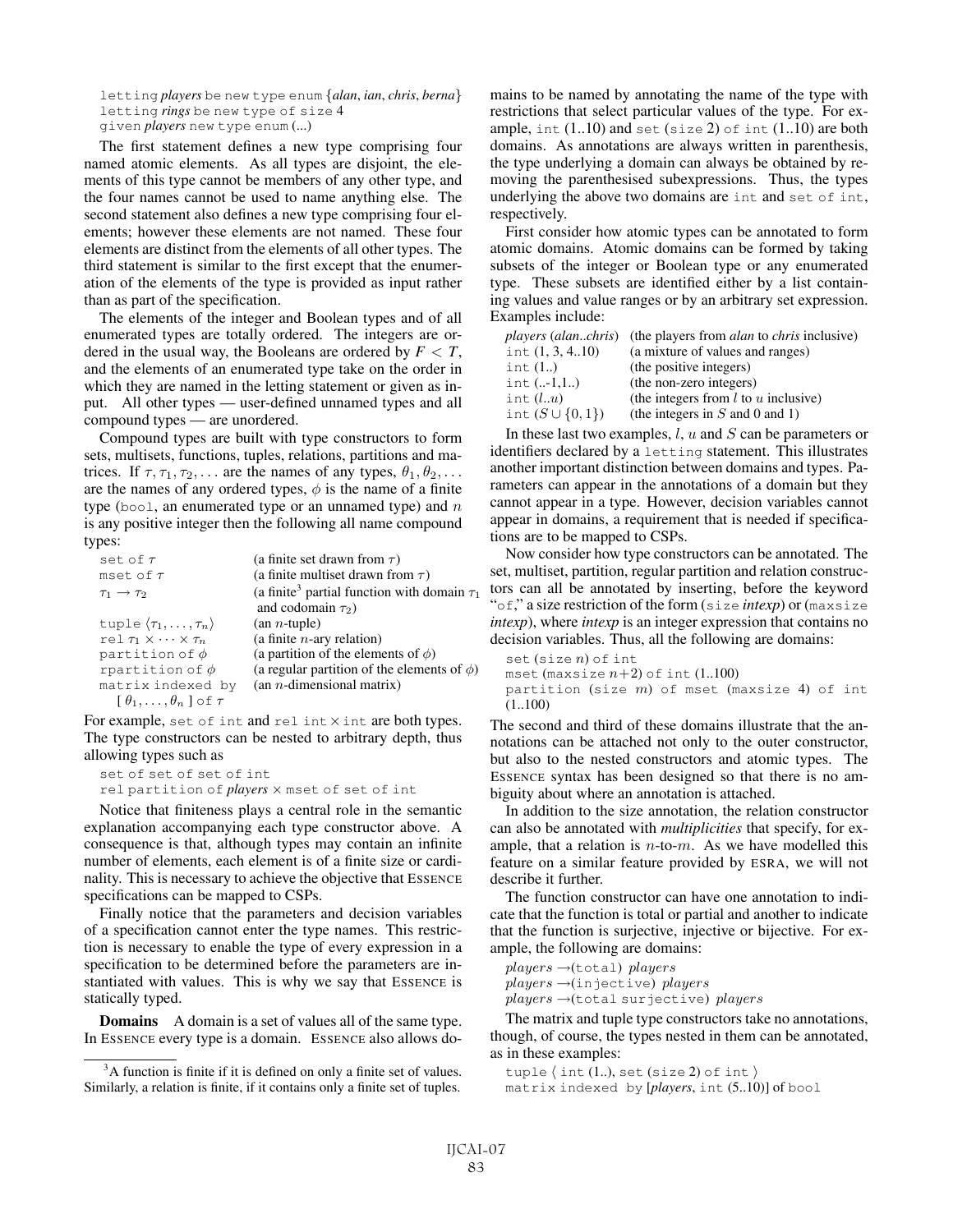```
letting players be new type enum {alan, ian, chris, berna}
letting rings be new type of size 4
given players new type enum (...)
```

The first statement defines a new type comprising four named atomic elements. As all types are disjoint, the elements of this type cannot be members of any other type, and the four names cannot be used to name anything else. The second statement also defines a new type comprising four elements; however these elements are not named. These four elements are distinct from the elements of all other types. The third statement is similar to the first except that the enumeration of the elements of the type is provided as input rather than as part of the specification.

The elements of the integer and Boolean types and of all enumerated types are totally ordered. The integers are ordered in the usual way, the Booleans are ordered by $F < T$, and the elements of an enumerated type take on the order in which they are named in the letting statement or given as input. All other types — user-defined unnamed types and all compound types — are unordered.

Compound types are built with type constructors to form sets, multisets, functions, tuples, relations, partitions and matrices. If $\tau, \tau_1, \tau_2, \ldots$ are the names of any types, $\theta_1, \theta_2, \ldots$ are the names of any ordered types, $\phi$ is the name of a finite type (`bool`, an enumerated type or an unnamed type) and $n$ is any positive integer then the following all name compound types:

| | |
|---|---|
| `set of` $\tau$ | (a finite set drawn from $\tau$) |
| `mset of` $\tau$ | (a finite multiset drawn from $\tau$) |
| $\tau_1 \rightarrow \tau_2$ | (a finite[3] partial function with domain $\tau_1$ and codomain $\tau_2$) |
| `tuple` $\langle \tau_1, \ldots, \tau_n \rangle$ | (an $n$-tuple) |
| `rel` $\tau_1 \times \cdots \times \tau_n$ | (a finite $n$-ary relation) |
| `partition of` $\phi$ | (a partition of the elements of $\phi$) |
| `rpartition of` $\phi$ | (a regular partition of the elements of $\phi$) |
| `matrix indexed by` $[\theta_1, \ldots, \theta_n]$ `of` $\tau$ | (an $n$-dimensional matrix) |

For example, `set of int` and `rel int` $\times$ `int` are both types. The type constructors can be nested to arbitrary depth, thus allowing types such as

```
set of set of set of int
rel partition of players × mset of set of int
```

Notice that finiteness plays a central role in the semantic explanation accompanying each type constructor above. A consequence is that, although types may contain an infinite number of elements, each element is of a finite size or cardinality. This is necessary to achieve the objective that ESSENCE specifications can be mapped to CSPs.

Finally notice that the parameters and decision variables of a specification cannot enter the type names. This restriction is necessary to enable the type of every expression in a specification to be determined before the parameters are instantiated with values. This is why we say that ESSENCE is statically typed.

**Domains** A domain is a set of values all of the same type. In ESSENCE every type is a domain. ESSENCE also allows domains to be named by annotating the name of the type with restrictions that select particular values of the type. For example, `int (1..10)` and `set (size 2) of int (1..10)` are both domains. As annotations are always written in parenthesis, the type underlying a domain can always be obtained by removing the parenthesised subexpressions. Thus, the types underlying the above two domains are `int` and `set of int`, respectively.

First consider how atomic types can be annotated to form atomic domains. Atomic domains can be formed by taking subsets of the integer or Boolean type or any enumerated type. These subsets are identified either by a list containing values and value ranges or by an arbitrary set expression. Examples include:

| | |
|---|---|
| *players* (*alan..chris*) | (the players from *alan* to *chris* inclusive) |
| `int` (1, 3, 4..10) | (a mixture of values and ranges) |
| `int` (1..) | (the positive integers) |
| `int` (..-1,1..) | (the non-zero integers) |
| `int` ($l$..$u$) | (the integers from $l$ to $u$ inclusive) |
| `int` ($S \cup \{0, 1\}$) | (the integers in $S$ and 0 and 1) |

In these last two examples, $l$, $u$ and $S$ can be parameters or identifiers declared by a `letting` statement. This illustrates another important distinction between domains and types. Parameters can appear in the annotations of a domain but they cannot appear in a type. However, decision variables cannot appear in domains, a requirement that is needed if specifications are to be mapped to CSPs.

Now consider how type constructors can be annotated. The set, multiset, partition, regular partition and relation constructors can all be annotated by inserting, before the keyword "`of`," a size restriction of the form (`size` *intexp*) or (`maxsize` *intexp*), where *intexp* is an integer expression that contains no decision variables. Thus, all the following are domains:

```
set (size n) of int
mset (maxsize n+2) of int (1..100)
partition (size m) of mset (maxsize 4) of int (1..100)
```

The second and third of these domains illustrate that the annotations can be attached not only to the outer constructor, but also to the nested constructors and atomic types. The ESSENCE syntax has been designed so that there is no ambiguity about where an annotation is attached.

In addition to the size annotation, the relation constructor can also be annotated with *multiplicities* that specify, for example, that a relation is $n$-to-$m$. As we have modelled this feature on a similar feature provided by ESRA, we will not describe it further.

The function constructor can have one annotation to indicate that the function is total or partial and another to indicate that the function is surjective, injective or bijective. For example, the following are domains:

$players$ $\rightarrow$(`total`) $players$
$players$ $\rightarrow$(`injective`) $players$
$players$ $\rightarrow$(`total surjective`) $players$

The matrix and tuple type constructors take no annotations, though, of course, the types nested in them can be annotated, as in these examples:

```
tuple ⟨ int (1..), set (size 2) of int ⟩
matrix indexed by [players, int (5..10)] of bool
```

[3]A function is finite if it is defined on only a finite set of values. Similarly, a relation is finite, if it contains only a finite set of tuples.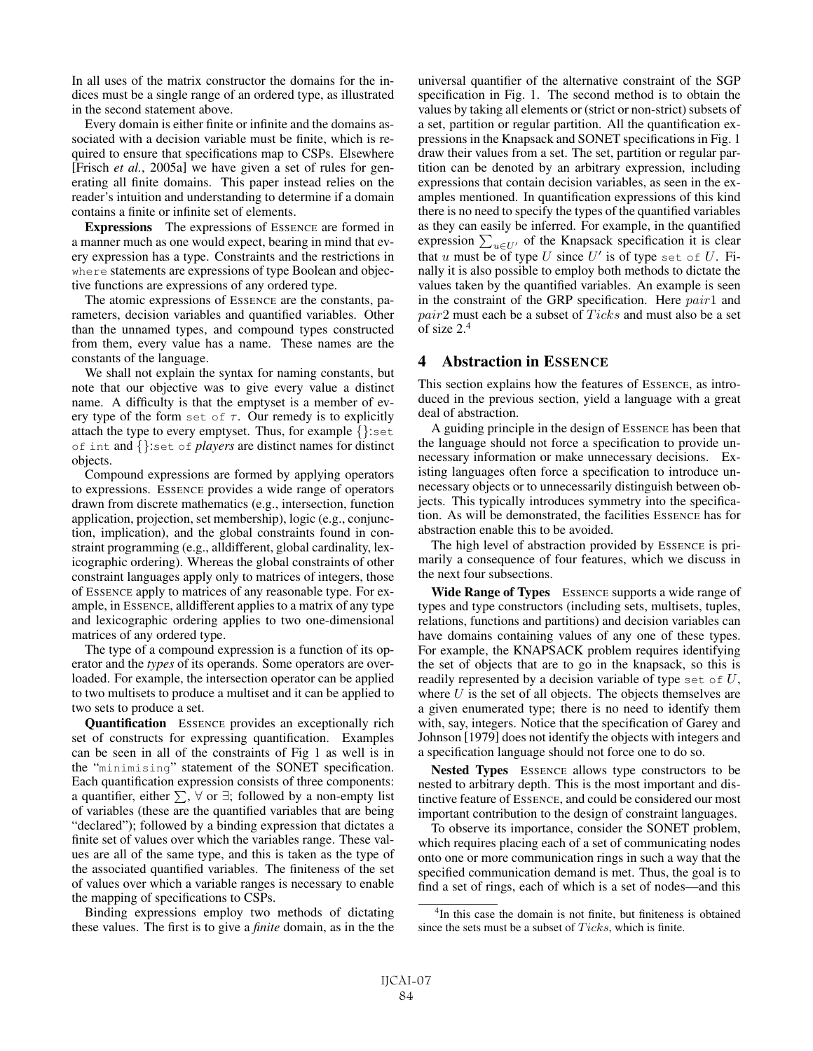In all uses of the matrix constructor the domains for the indices must be a single range of an ordered type, as illustrated in the second statement above.

Every domain is either finite or infinite and the domains associated with a decision variable must be finite, which is required to ensure that specifications map to CSPs. Elsewhere [Frisch *et al.*, 2005a] we have given a set of rules for generating all finite domains. This paper instead relies on the reader's intuition and understanding to determine if a domain contains a finite or infinite set of elements.

**Expressions** The expressions of ESSENCE are formed in a manner much as one would expect, bearing in mind that every expression has a type. Constraints and the restrictions in `where` statements are expressions of type Boolean and objective functions are expressions of any ordered type.

The atomic expressions of ESSENCE are the constants, parameters, decision variables and quantified variables. Other than the unnamed types, and compound types constructed from them, every value has a name. These names are the constants of the language.

We shall not explain the syntax for naming constants, but note that our objective was to give every value a distinct name. A difficulty is that the emptyset is a member of every type of the form `set of` $\tau$. Our remedy is to explicitly attach the type to every emptyset. Thus, for example {}:`set of int` and {}:`set of` *players* are distinct names for distinct objects.

Compound expressions are formed by applying operators to expressions. ESSENCE provides a wide range of operators drawn from discrete mathematics (e.g., intersection, function application, projection, set membership), logic (e.g., conjunction, implication), and the global constraints found in constraint programming (e.g., alldifferent, global cardinality, lexicographic ordering). Whereas the global constraints of other constraint languages apply only to matrices of integers, those of ESSENCE apply to matrices of any reasonable type. For example, in ESSENCE, alldifferent applies to a matrix of any type and lexicographic ordering applies to two one-dimensional matrices of any ordered type.

The type of a compound expression is a function of its operator and the *types* of its operands. Some operators are overloaded. For example, the intersection operator can be applied to two multisets to produce a multiset and it can be applied to two sets to produce a set.

**Quantification** ESSENCE provides an exceptionally rich set of constructs for expressing quantification. Examples can be seen in all of the constraints of Fig 1 as well is in the "`minimising`" statement of the SONET specification. Each quantification expression consists of three components: a quantifier, either $\sum$, $\forall$ or $\exists$; followed by a non-empty list of variables (these are the quantified variables that are being "declared"); followed by a binding expression that dictates a finite set of values over which the variables range. These values are all of the same type, and this is taken as the type of the associated quantified variables. The finiteness of the set of values over which a variable ranges is necessary to enable the mapping of specifications to CSPs.

Binding expressions employ two methods of dictating these values. The first is to give a *finite* domain, as in the the universal quantifier of the alternative constraint of the SGP specification in Fig. 1. The second method is to obtain the values by taking all elements or (strict or non-strict) subsets of a set, partition or regular partition. All the quantification expressions in the Knapsack and SONET specifications in Fig. 1 draw their values from a set. The set, partition or regular partition can be denoted by an arbitrary expression, including expressions that contain decision variables, as seen in the examples mentioned. In quantification expressions of this kind there is no need to specify the types of the quantified variables as they can easily be inferred. For example, in the quantified expression $\sum_{u \in U'}$ of the Knapsack specification it is clear that $u$ must be of type $U$ since $U'$ is of type `set of` $U$. Finally it is also possible to employ both methods to dictate the values taken by the quantified variables. An example is seen in the constraint of the GRP specification. Here $pair1$ and $pair2$ must each be a subset of $Ticks$ and must also be a set of size 2.[4]

## 4 Abstraction in ESSENCE

This section explains how the features of ESSENCE, as introduced in the previous section, yield a language with a great deal of abstraction.

A guiding principle in the design of ESSENCE has been that the language should not force a specification to provide unnecessary information or make unnecessary decisions. Existing languages often force a specification to introduce unnecessary objects or to unnecessarily distinguish between objects. This typically introduces symmetry into the specification. As will be demonstrated, the facilities ESSENCE has for abstraction enable this to be avoided.

The high level of abstraction provided by ESSENCE is primarily a consequence of four features, which we discuss in the next four subsections.

**Wide Range of Types** ESSENCE supports a wide range of types and type constructors (including sets, multisets, tuples, relations, functions and partitions) and decision variables can have domains containing values of any one of these types. For example, the KNAPSACK problem requires identifying the set of objects that are to go in the knapsack, so this is readily represented by a decision variable of type `set of` $U$, where $U$ is the set of all objects. The objects themselves are a given enumerated type; there is no need to identify them with, say, integers. Notice that the specification of Garey and Johnson [1979] does not identify the objects with integers and a specification language should not force one to do so.

**Nested Types** ESSENCE allows type constructors to be nested to arbitrary depth. This is the most important and distinctive feature of ESSENCE, and could be considered our most important contribution to the design of constraint languages.

To observe its importance, consider the SONET problem, which requires placing each of a set of communicating nodes onto one or more communication rings in such a way that the specified communication demand is met. Thus, the goal is to find a set of rings, each of which is a set of nodes—and this

[4] In this case the domain is not finite, but finiteness is obtained since the sets must be a subset of $Ticks$, which is finite.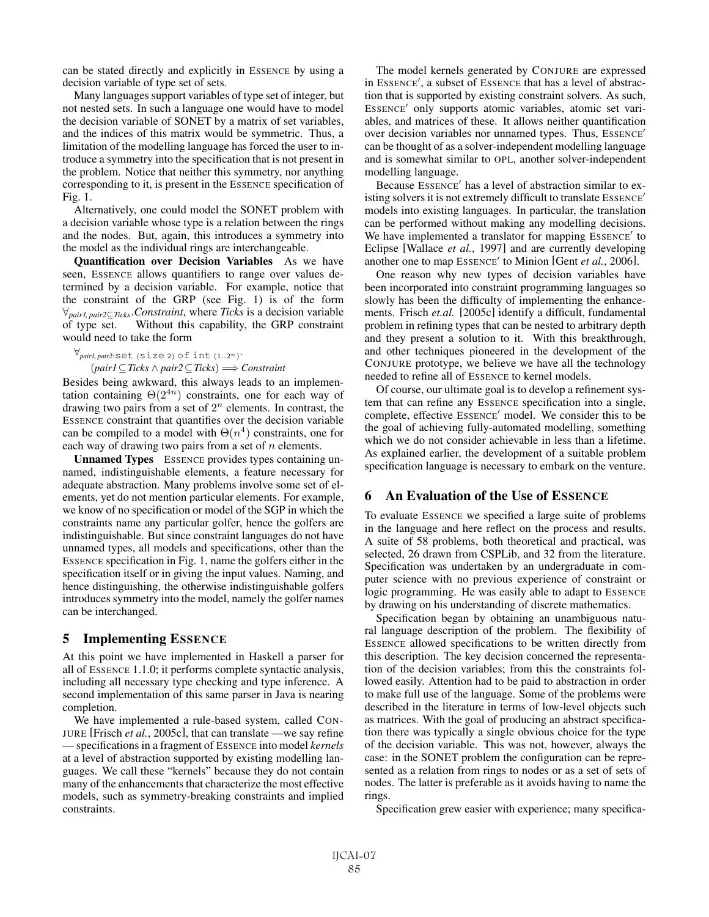can be stated directly and explicitly in ESSENCE by using a decision variable of type set of sets.

Many languages support variables of type set of integer, but not nested sets. In such a language one would have to model the decision variable of SONET by a matrix of set variables, and the indices of this matrix would be symmetric. Thus, a limitation of the modelling language has forced the user to introduce a symmetry into the specification that is not present in the problem. Notice that neither this symmetry, nor anything corresponding to it, is present in the ESSENCE specification of Fig. 1.

Alternatively, one could model the SONET problem with a decision variable whose type is a relation between the rings and the nodes. But, again, this introduces a symmetry into the model as the individual rings are interchangeable.

**Quantification over Decision Variables** As we have seen, ESSENCE allows quantifiers to range over values determined by a decision variable. For example, notice that the constraint of the GRP (see Fig. 1) is of the form $\forall_{pair1, pair2 \subseteq Ticks}.Constraint$, where *Ticks* is a decision variable of type set. Without this capability, the GRP constraint would need to take the form

$\forall_{pair1, pair2:\texttt{set (size 2) of int } (1..2^n)}.$
$(pair1 \subseteq Ticks \wedge pair2 \subseteq Ticks) \Longrightarrow Constraint$

Besides being awkward, this always leads to an implementation containing $\Theta(2^{4n})$ constraints, one for each way of drawing two pairs from a set of $2^n$ elements. In contrast, the ESSENCE constraint that quantifies over the decision variable can be compiled to a model with $\Theta(n^4)$ constraints, one for each way of drawing two pairs from a set of $n$ elements.

**Unnamed Types** ESSENCE provides types containing unnamed, indistinguishable elements, a feature necessary for adequate abstraction. Many problems involve some set of elements, yet do not mention particular elements. For example, we know of no specification or model of the SGP in which the constraints name any particular golfer, hence the golfers are indistinguishable. But since constraint languages do not have unnamed types, all models and specifications, other than the ESSENCE specification in Fig. 1, name the golfers either in the specification itself or in giving the input values. Naming, and hence distinguishing, the otherwise indistinguishable golfers introduces symmetry into the model, namely the golfer names can be interchanged.

## 5 Implementing ESSENCE

At this point we have implemented in Haskell a parser for all of ESSENCE 1.1.0; it performs complete syntactic analysis, including all necessary type checking and type inference. A second implementation of this same parser in Java is nearing completion.

We have implemented a rule-based system, called CONJURE [Frisch *et al.*, 2005c], that can translate —we say refine — specifications in a fragment of ESSENCE into model *kernels* at a level of abstraction supported by existing modelling languages. We call these "kernels" because they do not contain many of the enhancements that characterize the most effective models, such as symmetry-breaking constraints and implied constraints.

The model kernels generated by CONJURE are expressed in ESSENCE′, a subset of ESSENCE that has a level of abstraction that is supported by existing constraint solvers. As such, ESSENCE′ only supports atomic variables, atomic set variables, and matrices of these. It allows neither quantification over decision variables nor unnamed types. Thus, ESSENCE′ can be thought of as a solver-independent modelling language and is somewhat similar to OPL, another solver-independent modelling language.

Because ESSENCE′ has a level of abstraction similar to existing solvers it is not extremely difficult to translate ESSENCE′ models into existing languages. In particular, the translation can be performed without making any modelling decisions. We have implemented a translator for mapping ESSENCE′ to Eclipse [Wallace *et al.*, 1997] and are currently developing another one to map ESSENCE′ to Minion [Gent *et al.*, 2006].

One reason why new types of decision variables have been incorporated into constraint programming languages so slowly has been the difficulty of implementing the enhancements. Frisch *et.al.* [2005c] identify a difficult, fundamental problem in refining types that can be nested to arbitrary depth and they present a solution to it. With this breakthrough, and other techniques pioneered in the development of the CONJURE prototype, we believe we have all the technology needed to refine all of ESSENCE to kernel models.

Of course, our ultimate goal is to develop a refinement system that can refine any ESSENCE specification into a single, complete, effective ESSENCE′ model. We consider this to be the goal of achieving fully-automated modelling, something which we do not consider achievable in less than a lifetime. As explained earlier, the development of a suitable problem specification language is necessary to embark on the venture.

## 6 An Evaluation of the Use of ESSENCE

To evaluate ESSENCE we specified a large suite of problems in the language and here reflect on the process and results. A suite of 58 problems, both theoretical and practical, was selected, 26 drawn from CSPLib, and 32 from the literature. Specification was undertaken by an undergraduate in computer science with no previous experience of constraint or logic programming. He was easily able to adapt to ESSENCE by drawing on his understanding of discrete mathematics.

Specification began by obtaining an unambiguous natural language description of the problem. The flexibility of ESSENCE allowed specifications to be written directly from this description. The key decision concerned the representation of the decision variables; from this the constraints followed easily. Attention had to be paid to abstraction in order to make full use of the language. Some of the problems were described in the literature in terms of low-level objects such as matrices. With the goal of producing an abstract specification there was typically a single obvious choice for the type of the decision variable. This was not, however, always the case: in the SONET problem the configuration can be represented as a relation from rings to nodes or as a set of sets of nodes. The latter is preferable as it avoids having to name the rings.

Specification grew easier with experience; many specifica-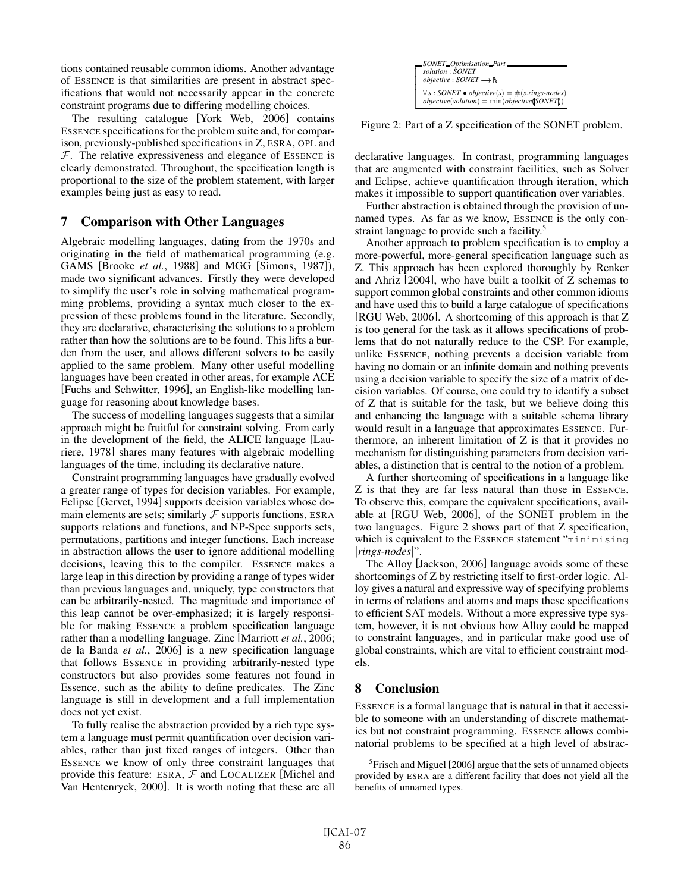tions contained reusable common idioms. Another advantage of ESSENCE is that similarities are present in abstract specifications that would not necessarily appear in the concrete constraint programs due to differing modelling choices.

The resulting catalogue [York Web, 2006] contains ESSENCE specifications for the problem suite and, for comparison, previously-published specifications in Z, ESRA, OPL and $\mathcal{F}$. The relative expressiveness and elegance of ESSENCE is clearly demonstrated. Throughout, the specification length is proportional to the size of the problem statement, with larger examples being just as easy to read.

## 7 Comparison with Other Languages

Algebraic modelling languages, dating from the 1970s and originating in the field of mathematical programming (e.g. GAMS [Brooke *et al.*, 1988] and MGG [Simons, 1987]), made two significant advances. Firstly they were developed to simplify the user's role in solving mathematical programming problems, providing a syntax much closer to the expression of these problems found in the literature. Secondly, they are declarative, characterising the solutions to a problem rather than how the solutions are to be found. This lifts a burden from the user, and allows different solvers to be easily applied to the same problem. Many other useful modelling languages have been created in other areas, for example ACE [Fuchs and Schwitter, 1996], an English-like modelling language for reasoning about knowledge bases.

The success of modelling languages suggests that a similar approach might be fruitful for constraint solving. From early in the development of the field, the ALICE language [Lauriere, 1978] shares many features with algebraic modelling languages of the time, including its declarative nature.

Constraint programming languages have gradually evolved a greater range of types for decision variables. For example, Eclipse [Gervet, 1994] supports decision variables whose domain elements are sets; similarly $\mathcal{F}$ supports functions, ESRA supports relations and functions, and NP-Spec supports sets, permutations, partitions and integer functions. Each increase in abstraction allows the user to ignore additional modelling decisions, leaving this to the compiler. ESSENCE makes a large leap in this direction by providing a range of types wider than previous languages and, uniquely, type constructors that can be arbitrarily-nested. The magnitude and importance of this leap cannot be over-emphasized; it is largely responsible for making ESSENCE a problem specification language rather than a modelling language. Zinc [Marriott *et al.*, 2006; de la Banda *et al.*, 2006] is a new specification language that follows ESSENCE in providing arbitrarily-nested type constructors but also provides some features not found in Essence, such as the ability to define predicates. The Zinc language is still in development and a full implementation does not yet exist.

To fully realise the abstraction provided by a rich type system a language must permit quantification over decision variables, rather than just fixed ranges of integers. Other than ESSENCE we know of only three constraint languages that provide this feature: ESRA, $\mathcal{F}$ and LOCALIZER [Michel and Van Hentenryck, 2000]. It is worth noting that these are all declarative languages. In contrast, programming languages that are augmented with constraint facilities, such as Solver and Eclipse, achieve quantification through iteration, which makes it impossible to support quantification over variables.

Further abstraction is obtained through the provision of unnamed types. As far as we know, ESSENCE is the only constraint language to provide such a facility.[5]

```
SONET_Optimisation_Part
solution : SONET
objective : SONET ⟶ ℕ
-----------------------------------------------
∀ s : SONET • objective(s) = #(s.rings-nodes)
objective(solution) = min(objective⦇SONET⦈)
```

Figure 2: Part of a Z specification of the SONET problem.

Another approach to problem specification is to employ a more-powerful, more-general specification language such as Z. This approach has been explored thoroughly by Renker and Ahriz [2004], who have built a toolkit of Z schemas to support common global constraints and other common idioms and have used this to build a large catalogue of specifications [RGU Web, 2006]. A shortcoming of this approach is that Z is too general for the task as it allows specifications of problems that do not naturally reduce to the CSP. For example, unlike ESSENCE, nothing prevents a decision variable from having no domain or an infinite domain and nothing prevents using a decision variable to specify the size of a matrix of decision variables. Of course, one could try to identify a subset of Z that is suitable for the task, but we believe doing this and enhancing the language with a suitable schema library would result in a language that approximates ESSENCE. Furthermore, an inherent limitation of Z is that it provides no mechanism for distinguishing parameters from decision variables, a distinction that is central to the notion of a problem.

A further shortcoming of specifications in a language like Z is that they are far less natural than those in ESSENCE. To observe this, compare the equivalent specifications, available at [RGU Web, 2006], of the SONET problem in the two languages. Figure 2 shows part of that Z specification, which is equivalent to the ESSENCE statement "`minimising` |*rings-nodes*|".

The Alloy [Jackson, 2006] language avoids some of these shortcomings of Z by restricting itself to first-order logic. Alloy gives a natural and expressive way of specifying problems in terms of relations and atoms and maps these specifications to efficient SAT models. Without a more expressive type system, however, it is not obvious how Alloy could be mapped to constraint languages, and in particular make good use of global constraints, which are vital to efficient constraint models.

## 8 Conclusion

ESSENCE is a formal language that is natural in that it accessible to someone with an understanding of discrete mathematics but not constraint programming. ESSENCE allows combinatorial problems to be specified at a high level of abstrac-

[5] Frisch and Miguel [2006] argue that the sets of unnamed objects provided by ESRA are a different facility that does not yield all the benefits of unnamed types.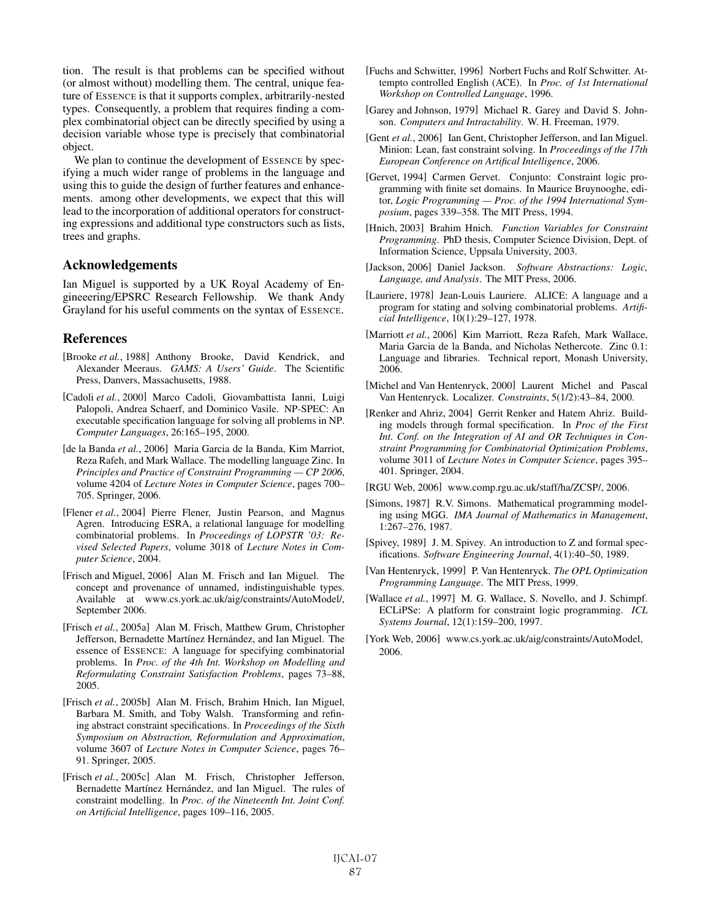tion. The result is that problems can be specified without (or almost without) modelling them. The central, unique feature of ESSENCE is that it supports complex, arbitrarily-nested types. Consequently, a problem that requires finding a complex combinatorial object can be directly specified by using a decision variable whose type is precisely that combinatorial object.

We plan to continue the development of ESSENCE by specifying a much wider range of problems in the language and using this to guide the design of further features and enhancements. among other developments, we expect that this will lead to the incorporation of additional operators for constructing expressions and additional type constructors such as lists, trees and graphs.

## Acknowledgements

Ian Miguel is supported by a UK Royal Academy of Engineering/EPSRC Research Fellowship. We thank Andy Grayland for his useful comments on the syntax of ESSENCE.

## References

[Brooke *et al.*, 1988] Anthony Brooke, David Kendrick, and Alexander Meeraus. *GAMS: A Users' Guide*. The Scientific Press, Danvers, Massachusetts, 1988.

[Cadoli *et al.*, 2000] Marco Cadoli, Giovambattista Ianni, Luigi Palopoli, Andrea Schaerf, and Dominico Vasile. NP-SPEC: An executable specification language for solving all problems in NP. *Computer Languages*, 26:165–195, 2000.

[de la Banda *et al.*, 2006] Maria Garcia de la Banda, Kim Marriot, Reza Rafeh, and Mark Wallace. The modelling language Zinc. In *Principles and Practice of Constraint Programming — CP 2006*, volume 4204 of *Lecture Notes in Computer Science*, pages 700–705. Springer, 2006.

[Flener *et al.*, 2004] Pierre Flener, Justin Pearson, and Magnus Agren. Introducing ESRA, a relational language for modelling combinatorial problems. In *Proceedings of LOPSTR '03: Revised Selected Papers*, volume 3018 of *Lecture Notes in Computer Science*, 2004.

[Frisch and Miguel, 2006] Alan M. Frisch and Ian Miguel. The concept and provenance of unnamed, indistinguishable types. Available at www.cs.york.ac.uk/aig/constraints/AutoModel/, September 2006.

[Frisch *et al.*, 2005a] Alan M. Frisch, Matthew Grum, Christopher Jefferson, Bernadette Martínez Hernández, and Ian Miguel. The essence of ESSENCE: A language for specifying combinatorial problems. In *Proc. of the 4th Int. Workshop on Modelling and Reformulating Constraint Satisfaction Problems*, pages 73–88, 2005.

[Frisch *et al.*, 2005b] Alan M. Frisch, Brahim Hnich, Ian Miguel, Barbara M. Smith, and Toby Walsh. Transforming and refining abstract constraint specifications. In *Proceedings of the Sixth Symposium on Abstraction, Reformulation and Approximation*, volume 3607 of *Lecture Notes in Computer Science*, pages 76–91. Springer, 2005.

[Frisch *et al.*, 2005c] Alan M. Frisch, Christopher Jefferson, Bernadette Martínez Hernández, and Ian Miguel. The rules of constraint modelling. In *Proc. of the Nineteenth Int. Joint Conf. on Artificial Intelligence*, pages 109–116, 2005.

[Fuchs and Schwitter, 1996] Norbert Fuchs and Rolf Schwitter. Attempto controlled English (ACE). In *Proc. of 1st International Workshop on Controlled Language*, 1996.

[Garey and Johnson, 1979] Michael R. Garey and David S. Johnson. *Computers and Intractability*. W. H. Freeman, 1979.

[Gent *et al.*, 2006] Ian Gent, Christopher Jefferson, and Ian Miguel. Minion: Lean, fast constraint solving. In *Proceedings of the 17th European Conference on Artifical Intelligence*, 2006.

[Gervet, 1994] Carmen Gervet. Conjunto: Constraint logic programming with finite set domains. In Maurice Bruynooghe, editor, *Logic Programming — Proc. of the 1994 International Symposium*, pages 339–358. The MIT Press, 1994.

[Hnich, 2003] Brahim Hnich. *Function Variables for Constraint Programming*. PhD thesis, Computer Science Division, Dept. of Information Science, Uppsala University, 2003.

[Jackson, 2006] Daniel Jackson. *Software Abstractions: Logic, Language, and Analysis*. The MIT Press, 2006.

[Lauriere, 1978] Jean-Louis Lauriere. ALICE: A language and a program for stating and solving combinatorial problems. *Artificial Intelligence*, 10(1):29–127, 1978.

[Marriott *et al.*, 2006] Kim Marriott, Reza Rafeh, Mark Wallace, Maria Garcia de la Banda, and Nicholas Nethercote. Zinc 0.1: Language and libraries. Technical report, Monash University, 2006.

[Michel and Van Hentenryck, 2000] Laurent Michel and Pascal Van Hentenryck. Localizer. *Constraints*, 5(1/2):43–84, 2000.

[Renker and Ahriz, 2004] Gerrit Renker and Hatem Ahriz. Building models through formal specification. In *Proc of the First Int. Conf. on the Integration of AI and OR Techniques in Constraint Programming for Combinatorial Optimization Problems*, volume 3011 of *Lecture Notes in Computer Science*, pages 395–401. Springer, 2004.

[RGU Web, 2006] www.comp.rgu.ac.uk/staff/ha/ZCSP/, 2006.

[Simons, 1987] R.V. Simons. Mathematical programming modeling using MGG. *IMA Journal of Mathematics in Management*, 1:267–276, 1987.

[Spivey, 1989] J. M. Spivey. An introduction to Z and formal specifications. *Software Engineering Journal*, 4(1):40–50, 1989.

[Van Hentenryck, 1999] P. Van Hentenryck. *The OPL Optimization Programming Language*. The MIT Press, 1999.

[Wallace *et al.*, 1997] M. G. Wallace, S. Novello, and J. Schimpf. ECLiPSe: A platform for constraint logic programming. *ICL Systems Journal*, 12(1):159–200, 1997.

[York Web, 2006] www.cs.york.ac.uk/aig/constraints/AutoModel, 2006.